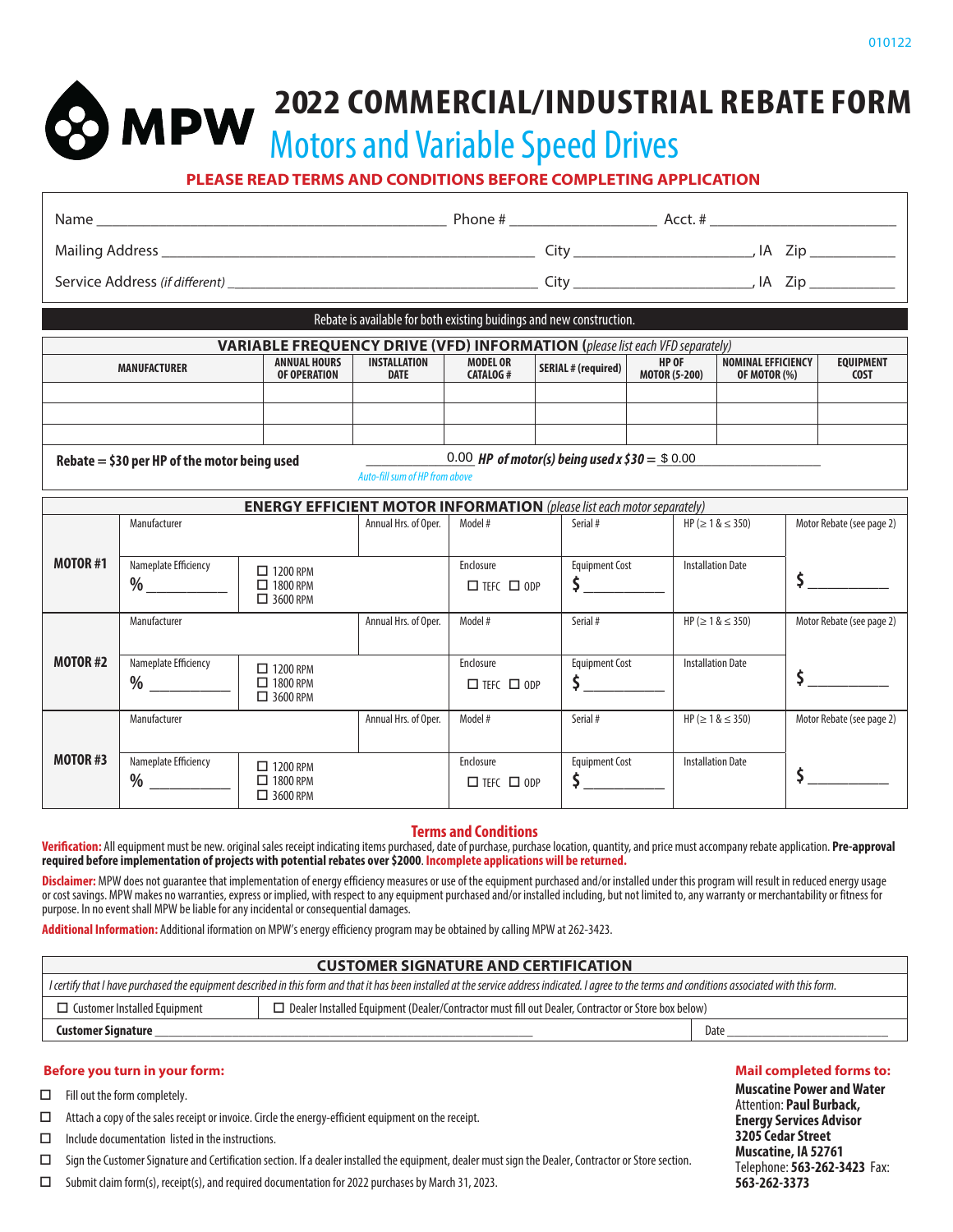# 2022 COMMERCIAL/INDUSTRIAL REBATE FORM

## Motors and Variable Speed Drives

**PLEASE READ TERMS AND CONDITIONS BEFORE COMPLETING APPLICATION**

Name ______________________________ Phone # ______________ Acct. # ________________

Mailing Address ______________________________ City ________________, IA Zip __________

Service Address *(if different)* ______________________________ City ________________, IA Zip __________

Rebate is available for both existing buildings and new construction.

### VARIABLE FREQUENCY DRIVE (VFD) INFORMATION *(please list each VFD separately)*

| MANUFACTURER | ANNUAL HOURS OF OPERATION | INSTALLATION DATE | MODEL OR CATALOG # | SERIAL # (required) | HP OF MOTOR (5-200) | NOMINAL EFFICIENCY OF MOTOR (%) | EQUIPMENT COST |
|---|---|---|---|---|---|---|---|
| | | | | | | | |
| | | | | | | | |
| | | | | | | | |

**Rebate = $30 per HP of the motor being used** 0.00 ***HP of motor(s) being used x $30 =*** $ 0.00

*Auto-fill sum of HP from above*

### ENERGY EFFICIENT MOTOR INFORMATION *(please list each motor separately)*

| | | | | | | | |
|---|---|---|---|---|---|---|---|
| **MOTOR #1** | Manufacturer | | Annual Hrs. of Oper. | Model # | Serial # | HP (≥ 1 & ≤ 350) | Motor Rebate (see page 2) |
| | Nameplate Efficiency % ______ | ☐ 1200 RPM ☐ 1800 RPM ☐ 3600 RPM | | Enclosure ☐ TEFC ☐ ODP | Equipment Cost $ ______ | Installation Date | $ ______ |
| **MOTOR #2** | Manufacturer | | Annual Hrs. of Oper. | Model # | Serial # | HP (≥ 1 & ≤ 350) | Motor Rebate (see page 2) |
| | Nameplate Efficiency % ______ | ☐ 1200 RPM ☐ 1800 RPM ☐ 3600 RPM | | Enclosure ☐ TEFC ☐ ODP | Equipment Cost $ ______ | Installation Date | $ ______ |
| **MOTOR #3** | Manufacturer | | Annual Hrs. of Oper. | Model # | Serial # | HP (≥ 1 & ≤ 350) | Motor Rebate (see page 2) |
| | Nameplate Efficiency % ______ | ☐ 1200 RPM ☐ 1800 RPM ☐ 3600 RPM | | Enclosure ☐ TEFC ☐ ODP | Equipment Cost $ ______ | Installation Date | $ ______ |

### Terms and Conditions

**Verification:** All equipment must be new. original sales receipt indicating items purchased, date of purchase, purchase location, quantity, and price must accompany rebate application. **Pre-approval required before implementation of projects with potential rebates over $2000**. **Incomplete applications will be returned.**

**Disclaimer:** MPW does not guarantee that implementation of energy efficiency measures or use of the equipment purchased and/or installed under this program will result in reduced energy usage or cost savings. MPW makes no warranties, express or implied, with respect to any equipment purchased and/or installed including, but not limited to, any warranty or merchantability or fitness for purpose. In no event shall MPW be liable for any incidental or consequential damages.

**Additional Information:** Additional ifnormation on MPW's energy efficiency program may be obtained by calling MPW at 262-3423.

### CUSTOMER SIGNATURE AND CERTIFICATION

*I certify that I have purchased the equipment described in this form and that it has been installed at the service address indicated. I agree to the terms and conditions associated with this form.*

☐ Customer Installed Equipment ☐ Dealer Installed Equipment (Dealer/Contractor must fill out Dealer, Contractor or Store box below)

**Customer Signature** ______________________________ Date ______________

**Before you turn in your form:**

- ☐ Fill out the form completely.
- ☐ Attach a copy of the sales receipt or invoice. Circle the energy-efficient equipment on the receipt.
- ☐ Include documentation listed in the instructions.
- ☐ Sign the Customer Signature and Certification section. If a dealer installed the equipment, dealer must sign the Dealer, Contractor or Store section.
- ☐ Submit claim form(s), receipt(s), and required documentation for 2022 purchases by March 31, 2023.

**Mail completed forms to:**

**Muscatine Power and Water**
Attention: **Paul Burback, Energy Services Advisor**
**3205 Cedar Street**
**Muscatine, IA 52761**
Telephone: **563-262-3423** Fax: **563-262-3373**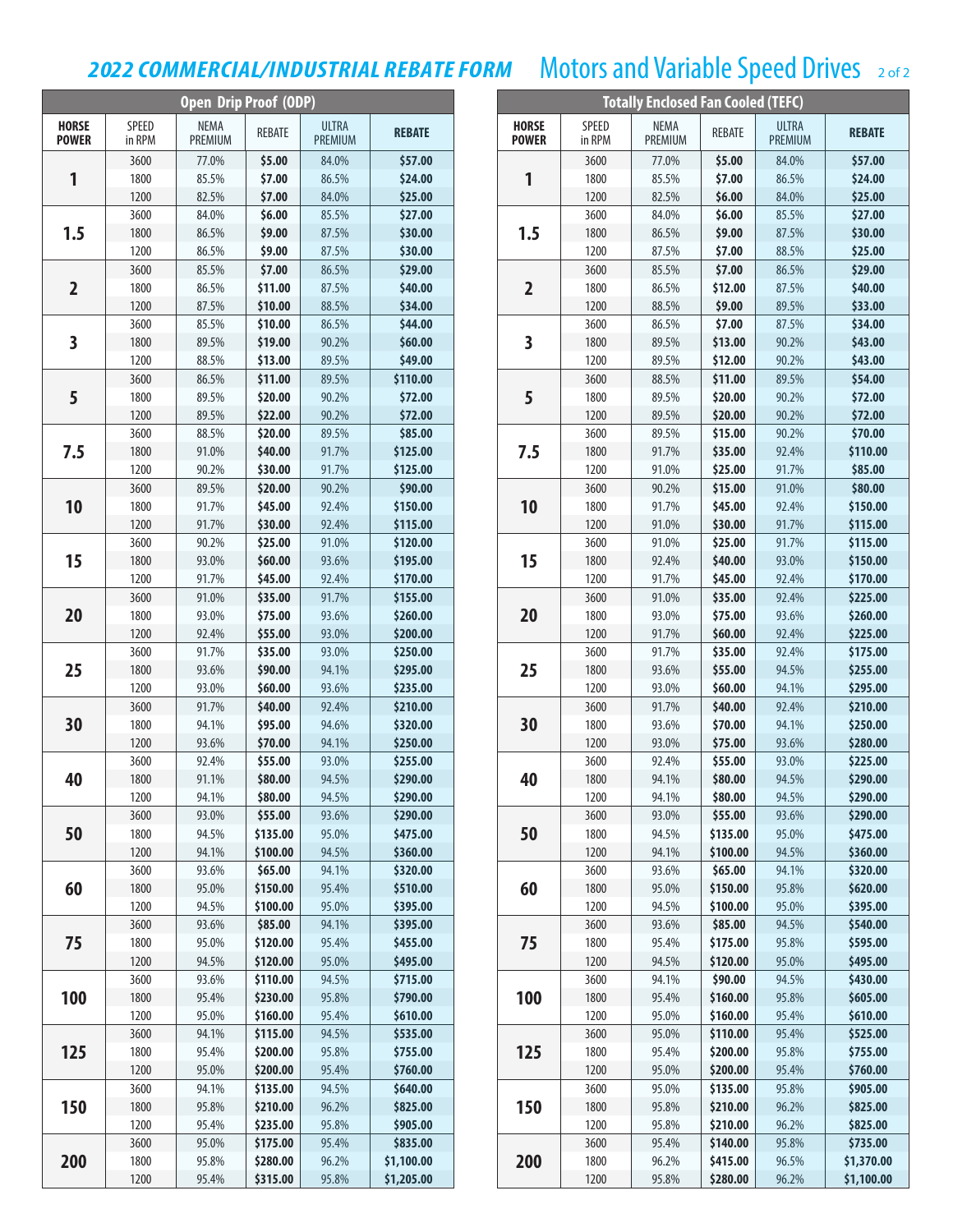# 2022 COMMERCIAL/INDUSTRIAL REBATE FORM Motors and Variable Speed Drives

| Open Drip Proof (ODP) | | | | | |
|---|---|---|---|---|---|
| **HORSE POWER** | SPEED in RPM | NEMA PREMIUM | REBATE | ULTRA PREMIUM | **REBATE** |
| **1** | 3600 | 77.0% | **$5.00** | 84.0% | **$57.00** |
| | 1800 | 85.5% | **$7.00** | 86.5% | **$24.00** |
| | 1200 | 82.5% | **$7.00** | 84.0% | **$25.00** |
| **1.5** | 3600 | 84.0% | **$6.00** | 85.5% | **$27.00** |
| | 1800 | 86.5% | **$9.00** | 87.5% | **$30.00** |
| | 1200 | 86.5% | **$9.00** | 87.5% | **$30.00** |
| **2** | 3600 | 85.5% | **$7.00** | 86.5% | **$29.00** |
| | 1800 | 86.5% | **$11.00** | 87.5% | **$40.00** |
| | 1200 | 87.5% | **$10.00** | 88.5% | **$34.00** |
| **3** | 3600 | 85.5% | **$10.00** | 86.5% | **$44.00** |
| | 1800 | 89.5% | **$19.00** | 90.2% | **$60.00** |
| | 1200 | 88.5% | **$13.00** | 89.5% | **$49.00** |
| **5** | 3600 | 86.5% | **$11.00** | 89.5% | **$110.00** |
| | 1800 | 89.5% | **$20.00** | 90.2% | **$72.00** |
| | 1200 | 89.5% | **$22.00** | 90.2% | **$72.00** |
| **7.5** | 3600 | 88.5% | **$20.00** | 89.5% | **$85.00** |
| | 1800 | 91.0% | **$40.00** | 91.7% | **$125.00** |
| | 1200 | 90.2% | **$30.00** | 91.7% | **$125.00** |
| **10** | 3600 | 89.5% | **$20.00** | 90.2% | **$90.00** |
| | 1800 | 91.7% | **$45.00** | 92.4% | **$150.00** |
| | 1200 | 91.7% | **$30.00** | 92.4% | **$115.00** |
| **15** | 3600 | 90.2% | **$25.00** | 91.0% | **$120.00** |
| | 1800 | 93.0% | **$60.00** | 93.6% | **$195.00** |
| | 1200 | 91.7% | **$45.00** | 92.4% | **$170.00** |
| **20** | 3600 | 91.0% | **$35.00** | 91.7% | **$155.00** |
| | 1800 | 93.0% | **$75.00** | 93.6% | **$260.00** |
| | 1200 | 92.4% | **$55.00** | 93.0% | **$200.00** |
| **25** | 3600 | 91.7% | **$35.00** | 93.0% | **$250.00** |
| | 1800 | 93.6% | **$90.00** | 94.1% | **$295.00** |
| | 1200 | 93.0% | **$60.00** | 93.6% | **$235.00** |
| **30** | 3600 | 91.7% | **$40.00** | 92.4% | **$210.00** |
| | 1800 | 94.1% | **$95.00** | 94.6% | **$320.00** |
| | 1200 | 93.6% | **$70.00** | 94.1% | **$250.00** |
| **40** | 3600 | 92.4% | **$55.00** | 93.0% | **$255.00** |
| | 1800 | 91.1% | **$80.00** | 94.5% | **$290.00** |
| | 1200 | 94.1% | **$80.00** | 94.5% | **$290.00** |
| **50** | 3600 | 93.0% | **$55.00** | 93.6% | **$290.00** |
| | 1800 | 94.5% | **$135.00** | 95.0% | **$475.00** |
| | 1200 | 94.1% | **$100.00** | 94.5% | **$360.00** |
| **60** | 3600 | 93.6% | **$65.00** | 94.1% | **$320.00** |
| | 1800 | 95.0% | **$150.00** | 95.4% | **$510.00** |
| | 1200 | 94.5% | **$100.00** | 95.0% | **$395.00** |
| **75** | 3600 | 93.6% | **$85.00** | 94.1% | **$395.00** |
| | 1800 | 95.0% | **$120.00** | 95.4% | **$455.00** |
| | 1200 | 94.5% | **$120.00** | 95.0% | **$495.00** |
| **100** | 3600 | 93.6% | **$110.00** | 94.5% | **$715.00** |
| | 1800 | 95.4% | **$230.00** | 95.8% | **$790.00** |
| | 1200 | 95.0% | **$160.00** | 95.4% | **$610.00** |
| **125** | 3600 | 94.1% | **$115.00** | 94.5% | **$535.00** |
| | 1800 | 95.4% | **$200.00** | 95.8% | **$755.00** |
| | 1200 | 95.0% | **$200.00** | 95.4% | **$760.00** |
| **150** | 3600 | 94.1% | **$135.00** | 94.5% | **$640.00** |
| | 1800 | 95.8% | **$210.00** | 96.2% | **$825.00** |
| | 1200 | 95.4% | **$235.00** | 95.8% | **$905.00** |
| **200** | 3600 | 95.0% | **$175.00** | 95.4% | **$835.00** |
| | 1800 | 95.8% | **$280.00** | 96.2% | **$1,100.00** |
| | 1200 | 95.4% | **$315.00** | 95.8% | **$1,205.00** |

| Totally Enclosed Fan Cooled (TEFC) | | | | | |
|---|---|---|---|---|---|
| **HORSE POWER** | SPEED in RPM | NEMA PREMIUM | REBATE | ULTRA PREMIUM | **REBATE** |
| **1** | 3600 | 77.0% | **$5.00** | 84.0% | **$57.00** |
| | 1800 | 85.5% | **$7.00** | 86.5% | **$24.00** |
| | 1200 | 82.5% | **$6.00** | 84.0% | **$25.00** |
| **1.5** | 3600 | 84.0% | **$6.00** | 85.5% | **$27.00** |
| | 1800 | 86.5% | **$9.00** | 87.5% | **$30.00** |
| | 1200 | 87.5% | **$7.00** | 88.5% | **$25.00** |
| **2** | 3600 | 85.5% | **$7.00** | 86.5% | **$29.00** |
| | 1800 | 86.5% | **$12.00** | 87.5% | **$40.00** |
| | 1200 | 88.5% | **$9.00** | 89.5% | **$33.00** |
| **3** | 3600 | 86.5% | **$7.00** | 87.5% | **$34.00** |
| | 1800 | 89.5% | **$13.00** | 90.2% | **$43.00** |
| | 1200 | 89.5% | **$12.00** | 90.2% | **$43.00** |
| **5** | 3600 | 88.5% | **$11.00** | 89.5% | **$54.00** |
| | 1800 | 89.5% | **$20.00** | 90.2% | **$72.00** |
| | 1200 | 89.5% | **$20.00** | 90.2% | **$72.00** |
| **7.5** | 3600 | 89.5% | **$15.00** | 90.2% | **$70.00** |
| | 1800 | 91.7% | **$35.00** | 92.4% | **$110.00** |
| | 1200 | 91.0% | **$25.00** | 91.7% | **$85.00** |
| **10** | 3600 | 90.2% | **$15.00** | 91.0% | **$80.00** |
| | 1800 | 91.7% | **$45.00** | 92.4% | **$150.00** |
| | 1200 | 91.0% | **$30.00** | 91.7% | **$115.00** |
| **15** | 3600 | 91.0% | **$25.00** | 91.7% | **$115.00** |
| | 1800 | 92.4% | **$40.00** | 93.0% | **$150.00** |
| | 1200 | 91.7% | **$45.00** | 92.4% | **$170.00** |
| **20** | 3600 | 91.0% | **$35.00** | 92.4% | **$225.00** |
| | 1800 | 93.0% | **$75.00** | 93.6% | **$260.00** |
| | 1200 | 91.7% | **$60.00** | 92.4% | **$225.00** |
| **25** | 3600 | 91.7% | **$35.00** | 92.4% | **$175.00** |
| | 1800 | 93.6% | **$55.00** | 94.5% | **$255.00** |
| | 1200 | 93.0% | **$60.00** | 94.1% | **$295.00** |
| **30** | 3600 | 91.7% | **$40.00** | 92.4% | **$210.00** |
| | 1800 | 93.6% | **$70.00** | 94.1% | **$250.00** |
| | 1200 | 93.0% | **$75.00** | 93.6% | **$280.00** |
| **40** | 3600 | 92.4% | **$55.00** | 93.0% | **$225.00** |
| | 1800 | 94.1% | **$80.00** | 94.5% | **$290.00** |
| | 1200 | 94.1% | **$80.00** | 94.5% | **$290.00** |
| **50** | 3600 | 93.0% | **$55.00** | 93.6% | **$290.00** |
| | 1800 | 94.5% | **$135.00** | 95.0% | **$475.00** |
| | 1200 | 94.1% | **$100.00** | 94.5% | **$360.00** |
| **60** | 3600 | 93.6% | **$65.00** | 94.1% | **$320.00** |
| | 1800 | 95.0% | **$150.00** | 95.8% | **$620.00** |
| | 1200 | 94.5% | **$100.00** | 95.0% | **$395.00** |
| **75** | 3600 | 93.6% | **$85.00** | 94.5% | **$540.00** |
| | 1800 | 95.4% | **$175.00** | 95.8% | **$595.00** |
| | 1200 | 94.5% | **$120.00** | 95.0% | **$495.00** |
| **100** | 3600 | 94.1% | **$90.00** | 94.5% | **$430.00** |
| | 1800 | 95.4% | **$160.00** | 95.8% | **$605.00** |
| | 1200 | 95.0% | **$160.00** | 95.4% | **$610.00** |
| **125** | 3600 | 95.0% | **$110.00** | 95.4% | **$525.00** |
| | 1800 | 95.4% | **$200.00** | 95.8% | **$755.00** |
| | 1200 | 95.0% | **$200.00** | 95.4% | **$760.00** |
| **150** | 3600 | 95.0% | **$135.00** | 95.8% | **$905.00** |
| | 1800 | 95.8% | **$210.00** | 96.2% | **$825.00** |
| | 1200 | 95.8% | **$210.00** | 96.2% | **$825.00** |
| **200** | 3600 | 95.4% | **$140.00** | 95.8% | **$735.00** |
| | 1800 | 96.2% | **$415.00** | 96.5% | **$1,370.00** |
| | 1200 | 95.8% | **$280.00** | 96.2% | **$1,100.00** |